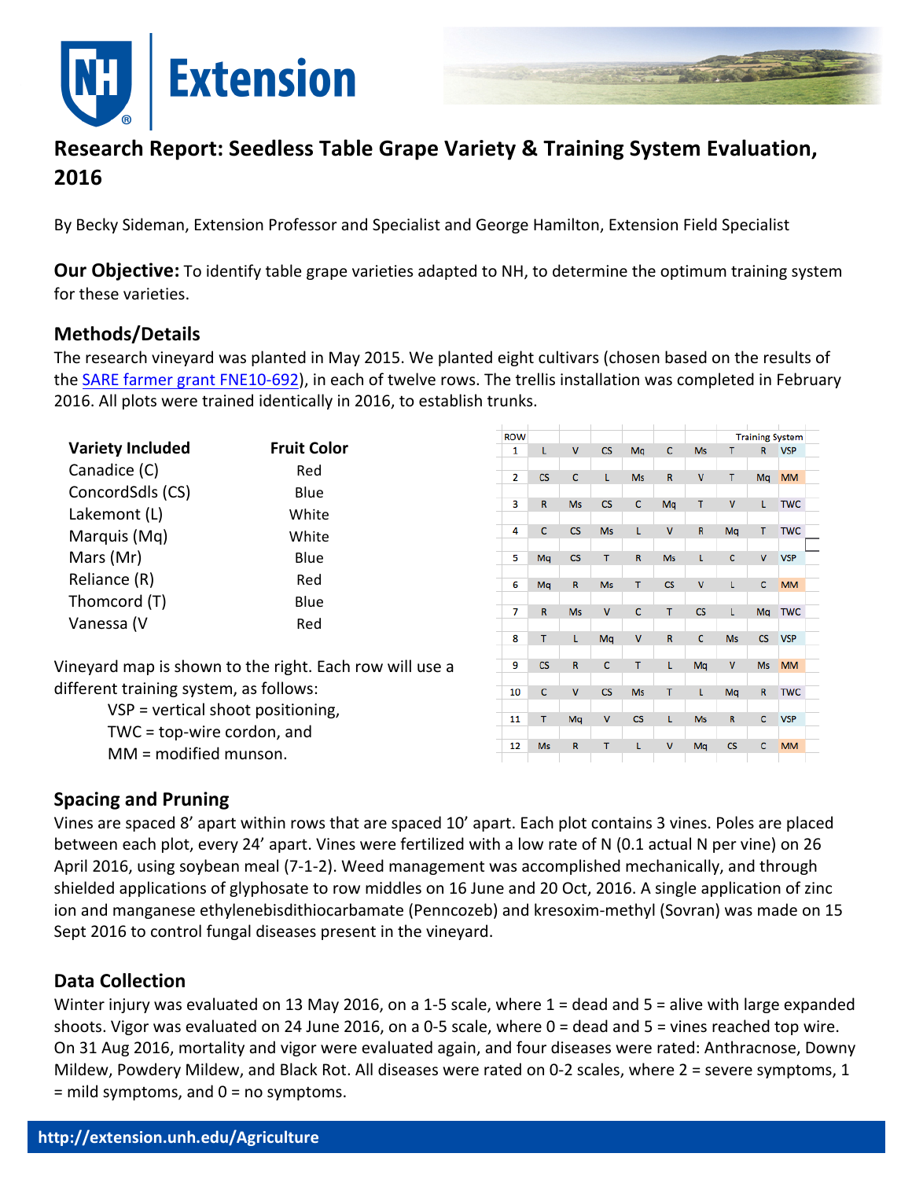# Research Report: Seedless Table Grape Variety & Training System Evaluation, 2016

By Becky Sideman, Extension Professor and Specialist and George Hamilton, Extension Field Specialist

**Our Objective:** To identify table grape varieties adapted to NH, to determine the optimum training system for these varieties.

## Methods/Details

The research vineyard was planted in May 2015. We planted eight cultivars (chosen based on the results of the SARE farmer grant FNE10-692), in each of twelve rows. The trellis installation was completed in February 2016. All plots were trained identically in 2016, to establish trunks.

| Variety Included | Fruit Color |
|---|---|
| Canadice (C) | Red |
| ConcordSdls (CS) | Blue |
| Lakemont (L) | White |
| Marquis (Mq) | White |
| Mars (Mr) | Blue |
| Reliance (R) | Red |
| Thomcord (T) | Blue |
| Vanessa (V | Red |

Vineyard map is shown to the right. Each row will use a different training system, as follows:

- VSP = vertical shoot positioning,
- TWC = top-wire cordon, and
- MM = modified munson.

| ROW | | | | | | | | | Training System |
|---|---|---|---|---|---|---|---|---|---|
| 1 | L | V | CS | Mq | C | Ms | T | R | VSP |
| 2 | CS | C | L | Ms | R | V | T | Mq | MM |
| 3 | R | Ms | CS | C | Mq | T | V | L | TWC |
| 4 | C | CS | Ms | L | V | R | Mq | T | TWC |
| 5 | Mq | CS | T | R | Ms | L | C | V | VSP |
| 6 | Mq | R | Ms | T | CS | V | L | C | MM |
| 7 | R | Ms | V | C | T | CS | L | Mq | TWC |
| 8 | T | L | Mq | V | R | C | Ms | CS | VSP |
| 9 | CS | R | C | T | L | Mq | V | Ms | MM |
| 10 | C | V | CS | Ms | T | L | Mq | R | TWC |
| 11 | T | Mq | V | CS | L | Ms | R | C | VSP |
| 12 | Ms | R | T | L | V | Mq | CS | C | MM |

## Spacing and Pruning

Vines are spaced 8' apart within rows that are spaced 10' apart. Each plot contains 3 vines. Poles are placed between each plot, every 24' apart. Vines were fertilized with a low rate of N (0.1 actual N per vine) on 26 April 2016, using soybean meal (7-1-2). Weed management was accomplished mechanically, and through shielded applications of glyphosate to row middles on 16 June and 20 Oct, 2016. A single application of zinc ion and manganese ethylenebisdithiocarbamate (Penncozeb) and kresoxim-methyl (Sovran) was made on 15 Sept 2016 to control fungal diseases present in the vineyard.

## Data Collection

Winter injury was evaluated on 13 May 2016, on a 1-5 scale, where 1 = dead and 5 = alive with large expanded shoots. Vigor was evaluated on 24 June 2016, on a 0-5 scale, where 0 = dead and 5 = vines reached top wire. On 31 Aug 2016, mortality and vigor were evaluated again, and four diseases were rated: Anthracnose, Downy Mildew, Powdery Mildew, and Black Rot. All diseases were rated on 0-2 scales, where 2 = severe symptoms, 1 = mild symptoms, and 0 = no symptoms.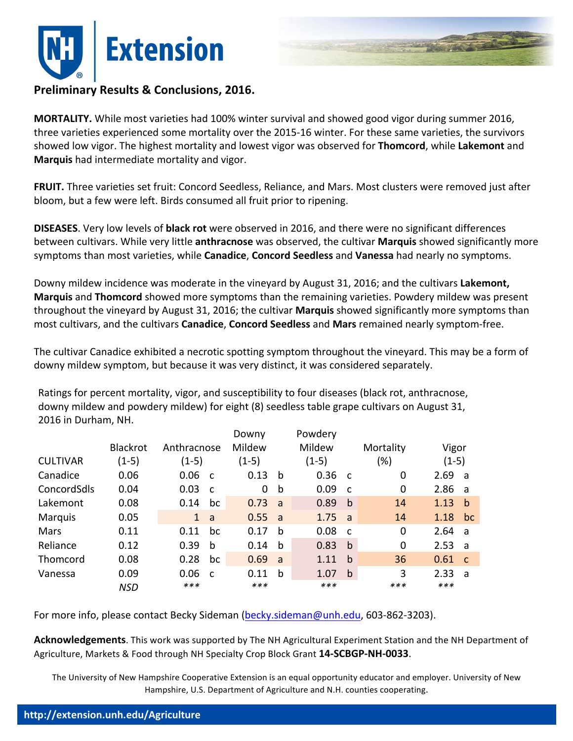## Preliminary Results & Conclusions, 2016.

**MORTALITY.** While most varieties had 100% winter survival and showed good vigor during summer 2016, three varieties experienced some mortality over the 2015-16 winter. For these same varieties, the survivors showed low vigor. The highest mortality and lowest vigor was observed for **Thomcord**, while **Lakemont** and **Marquis** had intermediate mortality and vigor.

**FRUIT.** Three varieties set fruit: Concord Seedless, Reliance, and Mars. Most clusters were removed just after bloom, but a few were left. Birds consumed all fruit prior to ripening.

**DISEASES**. Very low levels of **black rot** were observed in 2016, and there were no significant differences between cultivars. While very little **anthracnose** was observed, the cultivar **Marquis** showed significantly more symptoms than most varieties, while **Canadice**, **Concord Seedless** and **Vanessa** had nearly no symptoms.

Downy mildew incidence was moderate in the vineyard by August 31, 2016; and the cultivars **Lakemont, Marquis** and **Thomcord** showed more symptoms than the remaining varieties. Powdery mildew was present throughout the vineyard by August 31, 2016; the cultivar **Marquis** showed significantly more symptoms than most cultivars, and the cultivars **Canadice**, **Concord Seedless** and **Mars** remained nearly symptom-free.

The cultivar Canadice exhibited a necrotic spotting symptom throughout the vineyard. This may be a form of downy mildew symptom, but because it was very distinct, it was considered separately.

Ratings for percent mortality, vigor, and susceptibility to four diseases (black rot, anthracnose, downy mildew and powdery mildew) for eight (8) seedless table grape cultivars on August 31, 2016 in Durham, NH.

| CULTIVAR | Blackrot (1-5) | Anthracnose (1-5) | | Downy Mildew (1-5) | | Powdery Mildew (1-5) | | Mortality (%) | Vigor (1-5) | |
|---|---|---|---|---|---|---|---|---|---|---|
| Canadice | 0.06 | 0.06 | c | 0.13 | b | 0.36 | c | 0 | 2.69 | a |
| ConcordSdls | 0.04 | 0.03 | c | 0 | b | 0.09 | c | 0 | 2.86 | a |
| Lakemont | 0.08 | 0.14 | bc | 0.73 | a | 0.89 | b | 14 | 1.13 | b |
| Marquis | 0.05 | 1 | a | 0.55 | a | 1.75 | a | 14 | 1.18 | bc |
| Mars | 0.11 | 0.11 | bc | 0.17 | b | 0.08 | c | 0 | 2.64 | a |
| Reliance | 0.12 | 0.39 | b | 0.14 | b | 0.83 | b | 0 | 2.53 | a |
| Thomcord | 0.08 | 0.28 | bc | 0.69 | a | 1.11 | b | 36 | 0.61 | c |
| Vanessa | 0.09 | 0.06 | c | 0.11 | b | 1.07 | b | 3 | 2.33 | a |
| | *NSD* | *** | | *** | | *** | | *** | *** | |

For more info, please contact Becky Sideman (becky.sideman@unh.edu, 603-862-3203).

**Acknowledgements**. This work was supported by The NH Agricultural Experiment Station and the NH Department of Agriculture, Markets & Food through NH Specialty Crop Block Grant **14-SCBGP-NH-0033**.

The University of New Hampshire Cooperative Extension is an equal opportunity educator and employer. University of New Hampshire, U.S. Department of Agriculture and N.H. counties cooperating.

http://extension.unh.edu/Agriculture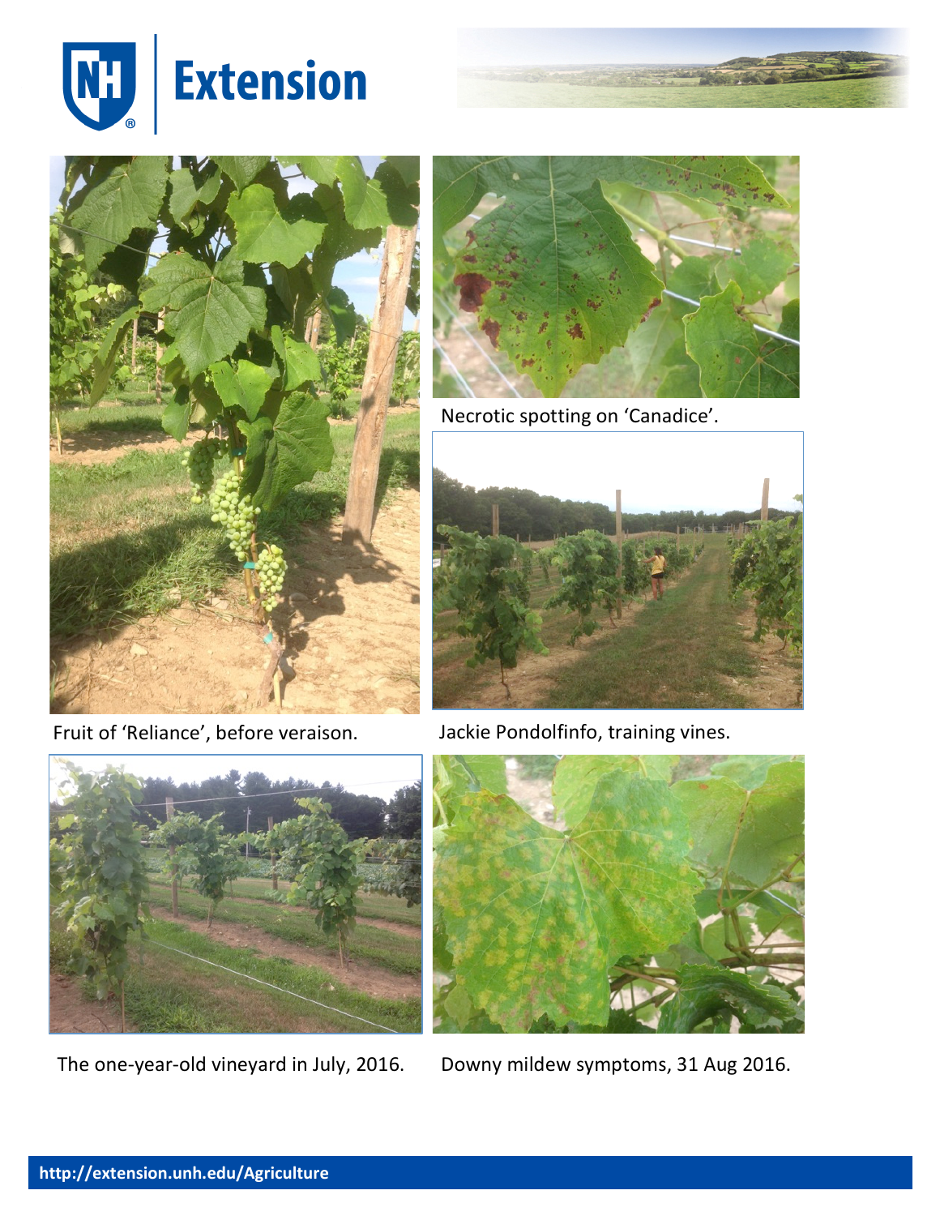Fruit of 'Reliance', before veraison.

Necrotic spotting on 'Canadice'.

Jackie Pondolfinfo, training vines.

The one-year-old vineyard in July, 2016.

Downy mildew symptoms, 31 Aug 2016.